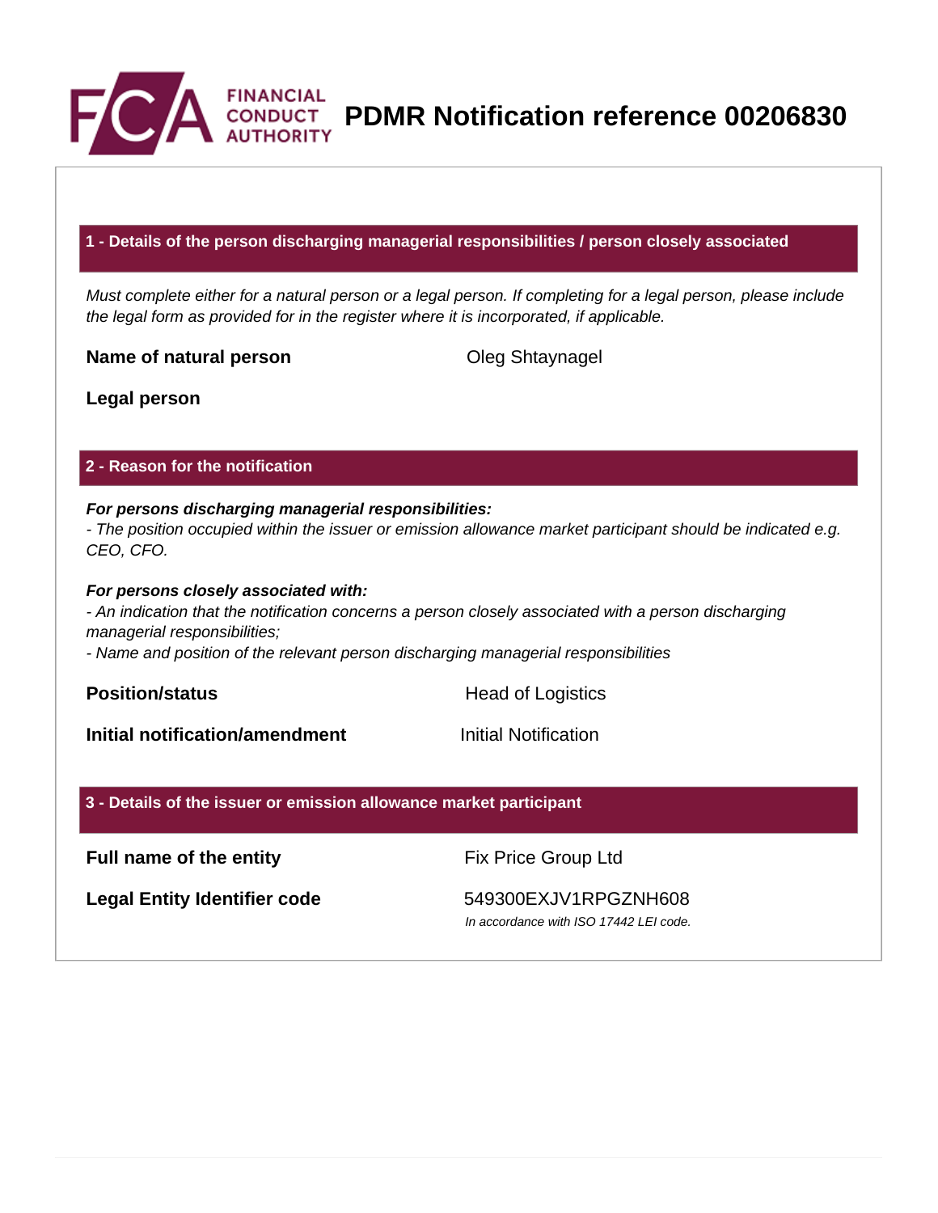# PDMR Notification reference 00206830

## 1 - Details of the person discharging managerial responsibilities / person closely associated

*Must complete either for a natural person or a legal person. If completing for a legal person, please include the legal form as provided for in the register where it is incorporated, if applicable.*

| | |
|---|---|
| **Name of natural person** | Oleg Shtaynagel |
| **Legal person** | |

## 2 - Reason for the notification

***For persons discharging managerial responsibilities:***
*- The position occupied within the issuer or emission allowance market participant should be indicated e.g. CEO, CFO.*

***For persons closely associated with:***
*- An indication that the notification concerns a person closely associated with a person discharging managerial responsibilities;*
*- Name and position of the relevant person discharging managerial responsibilities*

| | |
|---|---|
| **Position/status** | Head of Logistics |
| **Initial notification/amendment** | Initial Notification |

## 3 - Details of the issuer or emission allowance market participant

| | |
|---|---|
| **Full name of the entity** | Fix Price Group Ltd |
| **Legal Entity Identifier code** | 549300EXJV1RPGZNH608 *In accordance with ISO 17442 LEI code.* |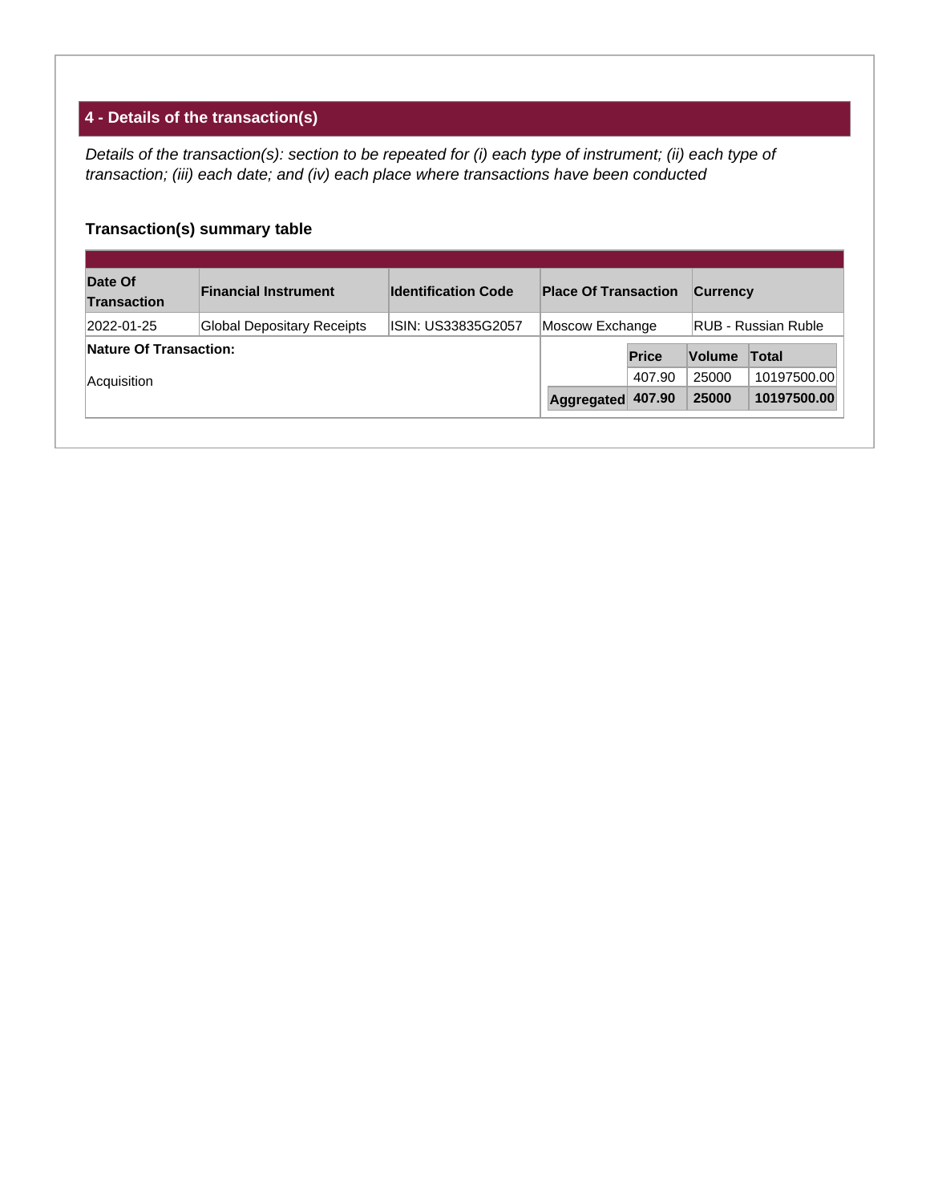## 4 - Details of the transaction(s)

*Details of the transaction(s): section to be repeated for (i) each type of instrument; (ii) each type of transaction; (iii) each date; and (iv) each place where transactions have been conducted*

### Transaction(s) summary table

| Date Of Transaction | Financial Instrument | Identification Code | Place Of Transaction | Currency |
|---|---|---|---|---|
| 2022-01-25 | Global Depositary Receipts | ISIN: US33835G2057 | Moscow Exchange | RUB - Russian Ruble |

**Nature Of Transaction:**

Acquisition

| | Price | Volume | Total |
|---|---|---|---|
| | 407.90 | 25000 | 10197500.00 |
| **Aggregated** | **407.90** | **25000** | **10197500.00** |